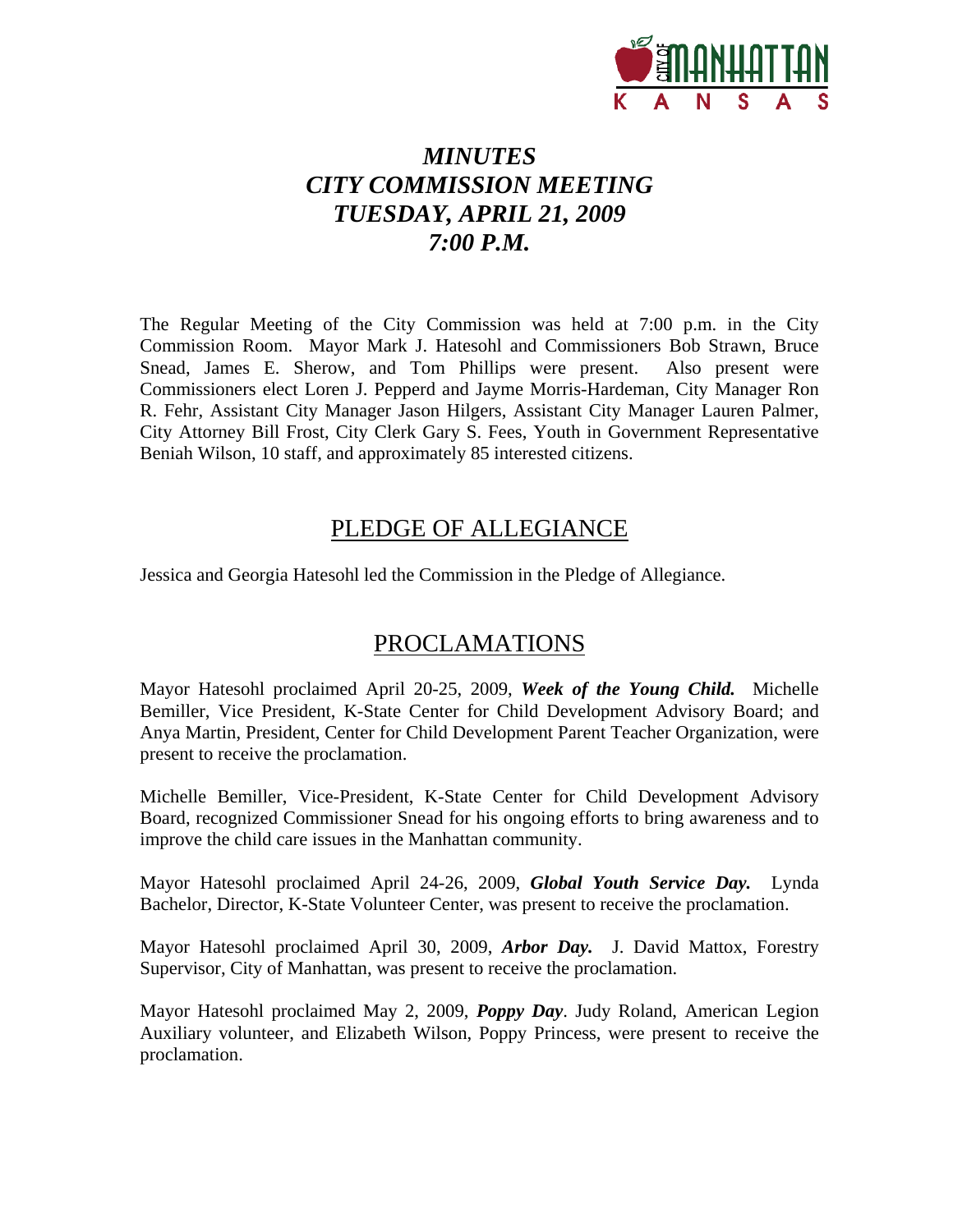# *MINUTES*
# *CITY COMMISSION MEETING*
# *TUESDAY, APRIL 21, 2009*
# *7:00 P.M.*

The Regular Meeting of the City Commission was held at 7:00 p.m. in the City Commission Room. Mayor Mark J. Hatesohl and Commissioners Bob Strawn, Bruce Snead, James E. Sherow, and Tom Phillips were present. Also present were Commissioners elect Loren J. Pepperd and Jayme Morris-Hardeman, City Manager Ron R. Fehr, Assistant City Manager Jason Hilgers, Assistant City Manager Lauren Palmer, City Attorney Bill Frost, City Clerk Gary S. Fees, Youth in Government Representative Beniah Wilson, 10 staff, and approximately 85 interested citizens.

## PLEDGE OF ALLEGIANCE

Jessica and Georgia Hatesohl led the Commission in the Pledge of Allegiance.

## PROCLAMATIONS

Mayor Hatesohl proclaimed April 20-25, 2009, ***Week of the Young Child.*** Michelle Bemiller, Vice President, K-State Center for Child Development Advisory Board; and Anya Martin, President, Center for Child Development Parent Teacher Organization, were present to receive the proclamation.

Michelle Bemiller, Vice-President, K-State Center for Child Development Advisory Board, recognized Commissioner Snead for his ongoing efforts to bring awareness and to improve the child care issues in the Manhattan community.

Mayor Hatesohl proclaimed April 24-26, 2009, ***Global Youth Service Day.*** Lynda Bachelor, Director, K-State Volunteer Center, was present to receive the proclamation.

Mayor Hatesohl proclaimed April 30, 2009, ***Arbor Day.*** J. David Mattox, Forestry Supervisor, City of Manhattan, was present to receive the proclamation.

Mayor Hatesohl proclaimed May 2, 2009, ***Poppy Day***. Judy Roland, American Legion Auxiliary volunteer, and Elizabeth Wilson, Poppy Princess, were present to receive the proclamation.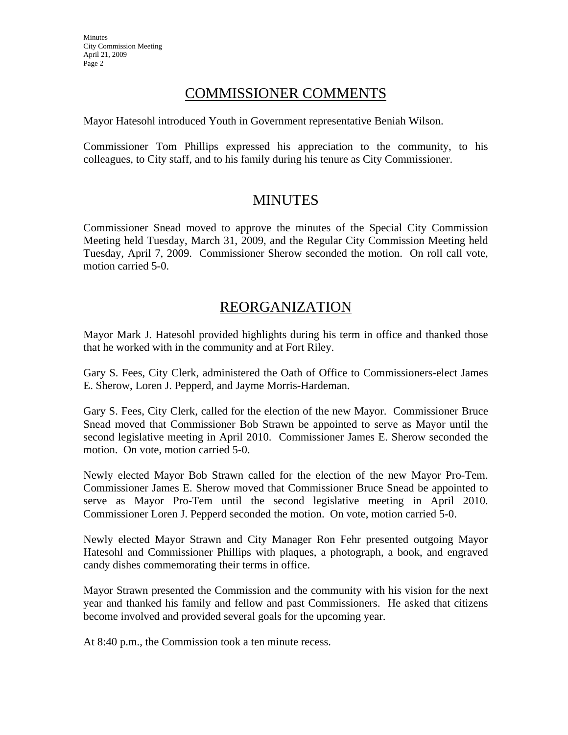## COMMISSIONER COMMENTS

Mayor Hatesohl introduced Youth in Government representative Beniah Wilson.

Commissioner Tom Phillips expressed his appreciation to the community, to his colleagues, to City staff, and to his family during his tenure as City Commissioner.

## MINUTES

Commissioner Snead moved to approve the minutes of the Special City Commission Meeting held Tuesday, March 31, 2009, and the Regular City Commission Meeting held Tuesday, April 7, 2009. Commissioner Sherow seconded the motion. On roll call vote, motion carried 5-0.

## REORGANIZATION

Mayor Mark J. Hatesohl provided highlights during his term in office and thanked those that he worked with in the community and at Fort Riley.

Gary S. Fees, City Clerk, administered the Oath of Office to Commissioners-elect James E. Sherow, Loren J. Pepperd, and Jayme Morris-Hardeman.

Gary S. Fees, City Clerk, called for the election of the new Mayor. Commissioner Bruce Snead moved that Commissioner Bob Strawn be appointed to serve as Mayor until the second legislative meeting in April 2010. Commissioner James E. Sherow seconded the motion. On vote, motion carried 5-0.

Newly elected Mayor Bob Strawn called for the election of the new Mayor Pro-Tem. Commissioner James E. Sherow moved that Commissioner Bruce Snead be appointed to serve as Mayor Pro-Tem until the second legislative meeting in April 2010. Commissioner Loren J. Pepperd seconded the motion. On vote, motion carried 5-0.

Newly elected Mayor Strawn and City Manager Ron Fehr presented outgoing Mayor Hatesohl and Commissioner Phillips with plaques, a photograph, a book, and engraved candy dishes commemorating their terms in office.

Mayor Strawn presented the Commission and the community with his vision for the next year and thanked his family and fellow and past Commissioners. He asked that citizens become involved and provided several goals for the upcoming year.

At 8:40 p.m., the Commission took a ten minute recess.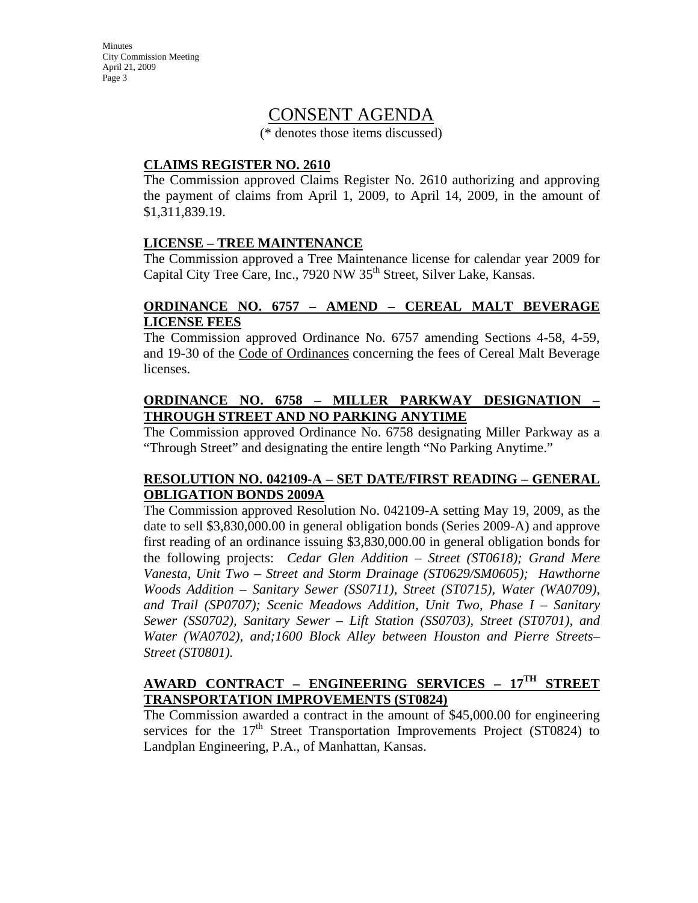# CONSENT AGENDA

(* denotes those items discussed)

**CLAIMS REGISTER NO. 2610**

The Commission approved Claims Register No. 2610 authorizing and approving the payment of claims from April 1, 2009, to April 14, 2009, in the amount of $1,311,839.19.

**LICENSE – TREE MAINTENANCE**

The Commission approved a Tree Maintenance license for calendar year 2009 for Capital City Tree Care, Inc., 7920 NW 35th Street, Silver Lake, Kansas.

**ORDINANCE NO. 6757 – AMEND – CEREAL MALT BEVERAGE LICENSE FEES**

The Commission approved Ordinance No. 6757 amending Sections 4-58, 4-59, and 19-30 of the Code of Ordinances concerning the fees of Cereal Malt Beverage licenses.

**ORDINANCE NO. 6758 – MILLER PARKWAY DESIGNATION – THROUGH STREET AND NO PARKING ANYTIME**

The Commission approved Ordinance No. 6758 designating Miller Parkway as a "Through Street" and designating the entire length "No Parking Anytime."

**RESOLUTION NO. 042109-A – SET DATE/FIRST READING – GENERAL OBLIGATION BONDS 2009A**

The Commission approved Resolution No. 042109-A setting May 19, 2009, as the date to sell $3,830,000.00 in general obligation bonds (Series 2009-A) and approve first reading of an ordinance issuing $3,830,000.00 in general obligation bonds for the following projects: *Cedar Glen Addition – Street (ST0618); Grand Mere Vanesta, Unit Two – Street and Storm Drainage (ST0629/SM0605); Hawthorne Woods Addition – Sanitary Sewer (SS0711), Street (ST0715), Water (WA0709), and Trail (SP0707); Scenic Meadows Addition, Unit Two, Phase I – Sanitary Sewer (SS0702), Sanitary Sewer – Lift Station (SS0703), Street (ST0701), and Water (WA0702), and;1600 Block Alley between Houston and Pierre Streets– Street (ST0801).*

**AWARD CONTRACT – ENGINEERING SERVICES – 17TH STREET TRANSPORTATION IMPROVEMENTS (ST0824)**

The Commission awarded a contract in the amount of $45,000.00 for engineering services for the 17th Street Transportation Improvements Project (ST0824) to Landplan Engineering, P.A., of Manhattan, Kansas.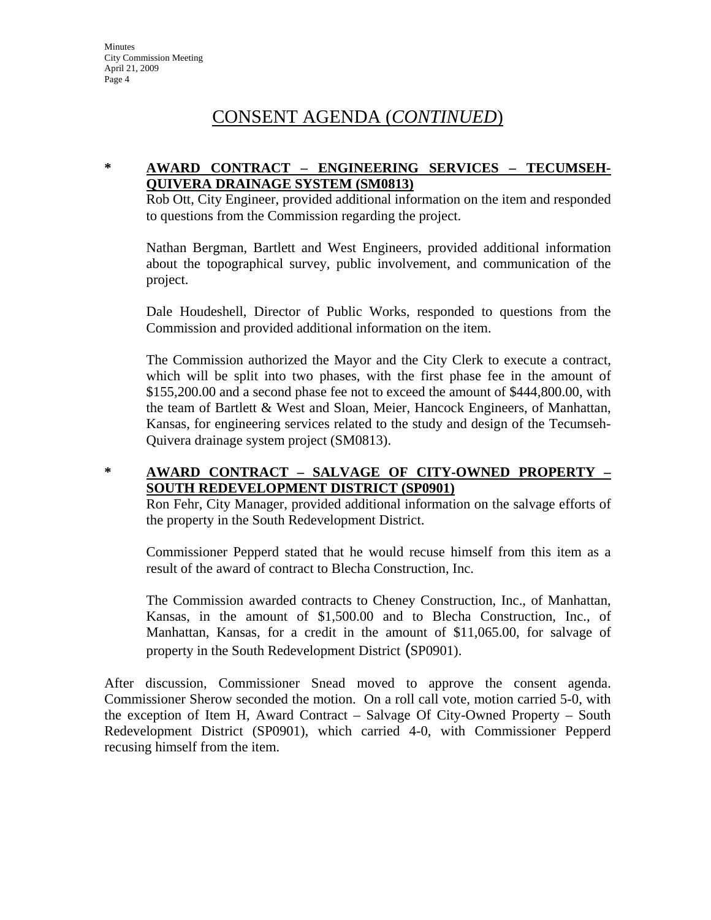# CONSENT AGENDA (*CONTINUED*)

**\* AWARD CONTRACT – ENGINEERING SERVICES – TECUMSEH-QUIVERA DRAINAGE SYSTEM (SM0813)**

Rob Ott, City Engineer, provided additional information on the item and responded to questions from the Commission regarding the project.

Nathan Bergman, Bartlett and West Engineers, provided additional information about the topographical survey, public involvement, and communication of the project.

Dale Houdeshell, Director of Public Works, responded to questions from the Commission and provided additional information on the item.

The Commission authorized the Mayor and the City Clerk to execute a contract, which will be split into two phases, with the first phase fee in the amount of $155,200.00 and a second phase fee not to exceed the amount of $444,800.00, with the team of Bartlett & West and Sloan, Meier, Hancock Engineers, of Manhattan, Kansas, for engineering services related to the study and design of the Tecumseh-Quivera drainage system project (SM0813).

**\* AWARD CONTRACT – SALVAGE OF CITY-OWNED PROPERTY – SOUTH REDEVELOPMENT DISTRICT (SP0901)**

Ron Fehr, City Manager, provided additional information on the salvage efforts of the property in the South Redevelopment District.

Commissioner Pepperd stated that he would recuse himself from this item as a result of the award of contract to Blecha Construction, Inc.

The Commission awarded contracts to Cheney Construction, Inc., of Manhattan, Kansas, in the amount of $1,500.00 and to Blecha Construction, Inc., of Manhattan, Kansas, for a credit in the amount of $11,065.00, for salvage of property in the South Redevelopment District (SP0901).

After discussion, Commissioner Snead moved to approve the consent agenda. Commissioner Sherow seconded the motion. On a roll call vote, motion carried 5-0, with the exception of Item H, Award Contract – Salvage Of City-Owned Property – South Redevelopment District (SP0901), which carried 4-0, with Commissioner Pepperd recusing himself from the item.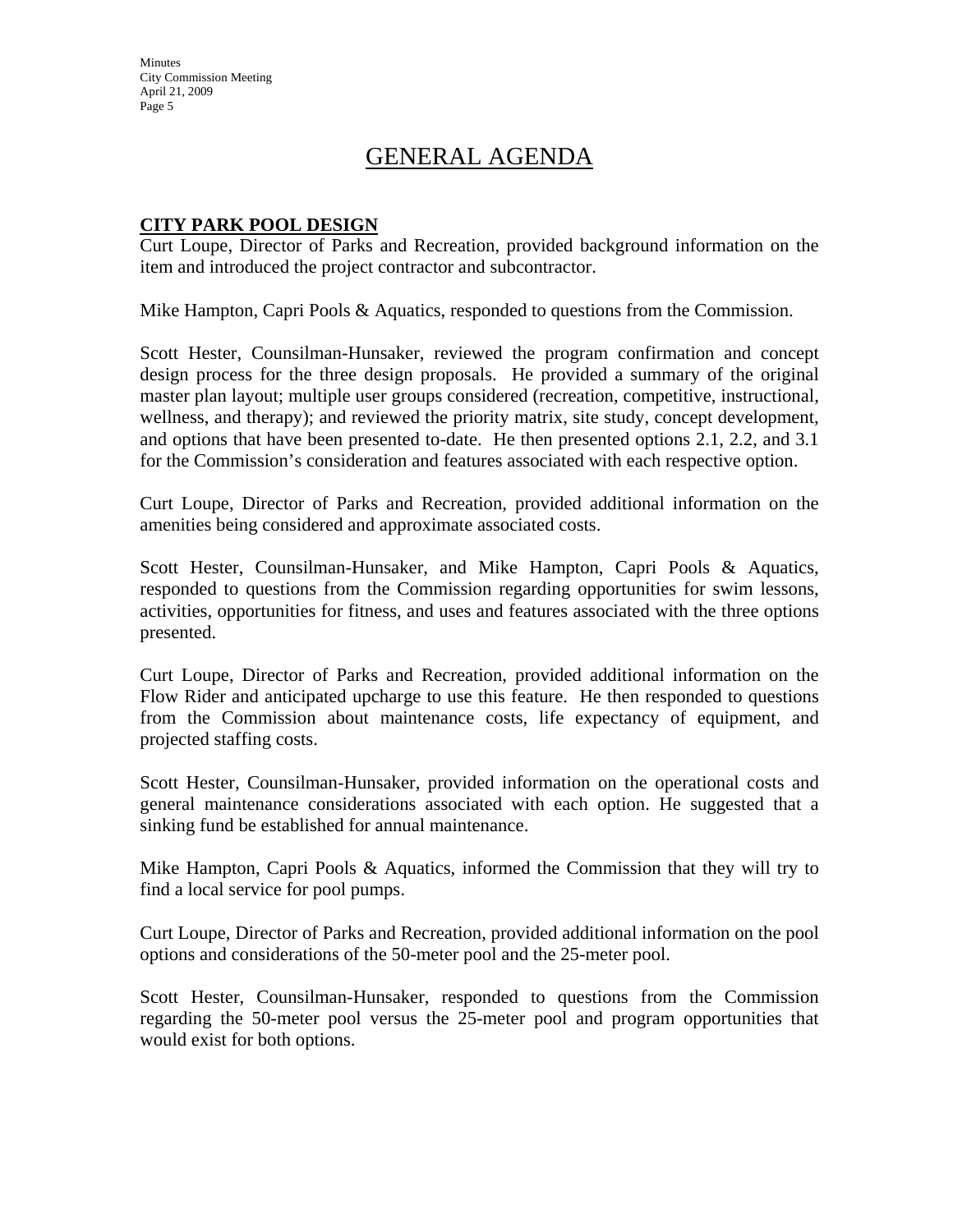# GENERAL AGENDA

**CITY PARK POOL DESIGN**

Curt Loupe, Director of Parks and Recreation, provided background information on the item and introduced the project contractor and subcontractor.

Mike Hampton, Capri Pools & Aquatics, responded to questions from the Commission.

Scott Hester, Counsilman-Hunsaker, reviewed the program confirmation and concept design process for the three design proposals. He provided a summary of the original master plan layout; multiple user groups considered (recreation, competitive, instructional, wellness, and therapy); and reviewed the priority matrix, site study, concept development, and options that have been presented to-date. He then presented options 2.1, 2.2, and 3.1 for the Commission's consideration and features associated with each respective option.

Curt Loupe, Director of Parks and Recreation, provided additional information on the amenities being considered and approximate associated costs.

Scott Hester, Counsilman-Hunsaker, and Mike Hampton, Capri Pools & Aquatics, responded to questions from the Commission regarding opportunities for swim lessons, activities, opportunities for fitness, and uses and features associated with the three options presented.

Curt Loupe, Director of Parks and Recreation, provided additional information on the Flow Rider and anticipated upcharge to use this feature. He then responded to questions from the Commission about maintenance costs, life expectancy of equipment, and projected staffing costs.

Scott Hester, Counsilman-Hunsaker, provided information on the operational costs and general maintenance considerations associated with each option. He suggested that a sinking fund be established for annual maintenance.

Mike Hampton, Capri Pools & Aquatics, informed the Commission that they will try to find a local service for pool pumps.

Curt Loupe, Director of Parks and Recreation, provided additional information on the pool options and considerations of the 50-meter pool and the 25-meter pool.

Scott Hester, Counsilman-Hunsaker, responded to questions from the Commission regarding the 50-meter pool versus the 25-meter pool and program opportunities that would exist for both options.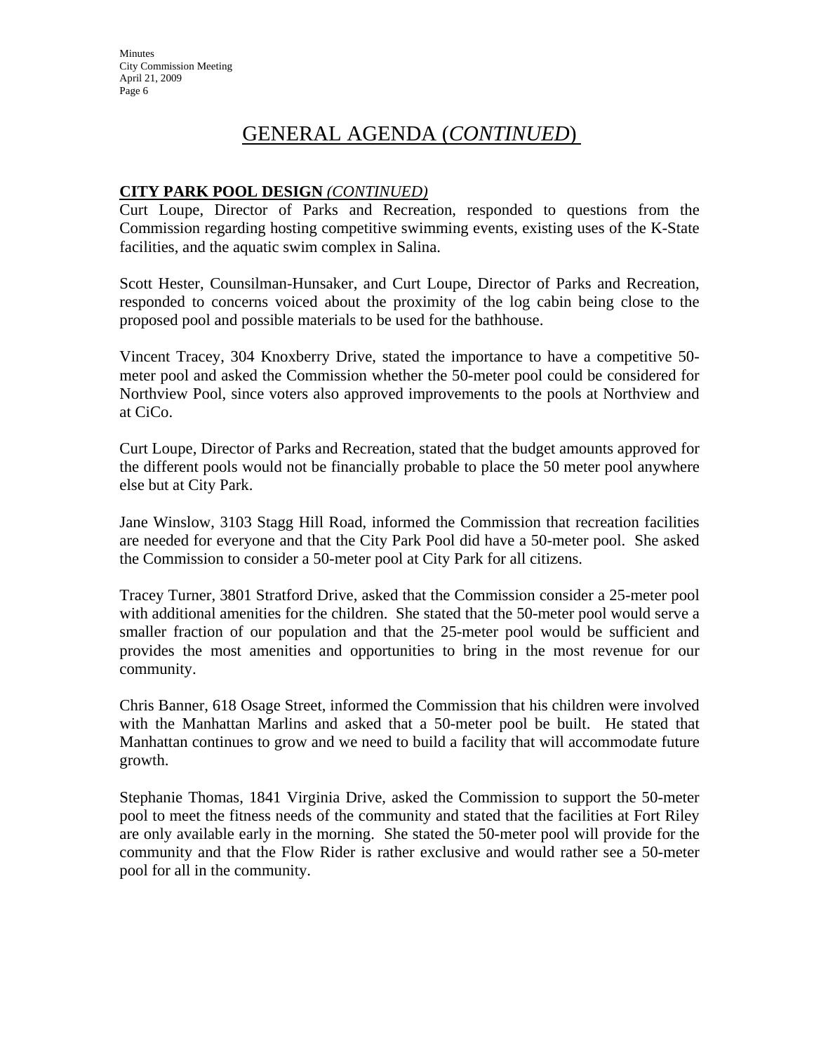# GENERAL AGENDA (*CONTINUED*)

**CITY PARK POOL DESIGN** *(CONTINUED)*

Curt Loupe, Director of Parks and Recreation, responded to questions from the Commission regarding hosting competitive swimming events, existing uses of the K-State facilities, and the aquatic swim complex in Salina.

Scott Hester, Counsilman-Hunsaker, and Curt Loupe, Director of Parks and Recreation, responded to concerns voiced about the proximity of the log cabin being close to the proposed pool and possible materials to be used for the bathhouse.

Vincent Tracey, 304 Knoxberry Drive, stated the importance to have a competitive 50-meter pool and asked the Commission whether the 50-meter pool could be considered for Northview Pool, since voters also approved improvements to the pools at Northview and at CiCo.

Curt Loupe, Director of Parks and Recreation, stated that the budget amounts approved for the different pools would not be financially probable to place the 50 meter pool anywhere else but at City Park.

Jane Winslow, 3103 Stagg Hill Road, informed the Commission that recreation facilities are needed for everyone and that the City Park Pool did have a 50-meter pool. She asked the Commission to consider a 50-meter pool at City Park for all citizens.

Tracey Turner, 3801 Stratford Drive, asked that the Commission consider a 25-meter pool with additional amenities for the children. She stated that the 50-meter pool would serve a smaller fraction of our population and that the 25-meter pool would be sufficient and provides the most amenities and opportunities to bring in the most revenue for our community.

Chris Banner, 618 Osage Street, informed the Commission that his children were involved with the Manhattan Marlins and asked that a 50-meter pool be built. He stated that Manhattan continues to grow and we need to build a facility that will accommodate future growth.

Stephanie Thomas, 1841 Virginia Drive, asked the Commission to support the 50-meter pool to meet the fitness needs of the community and stated that the facilities at Fort Riley are only available early in the morning. She stated the 50-meter pool will provide for the community and that the Flow Rider is rather exclusive and would rather see a 50-meter pool for all in the community.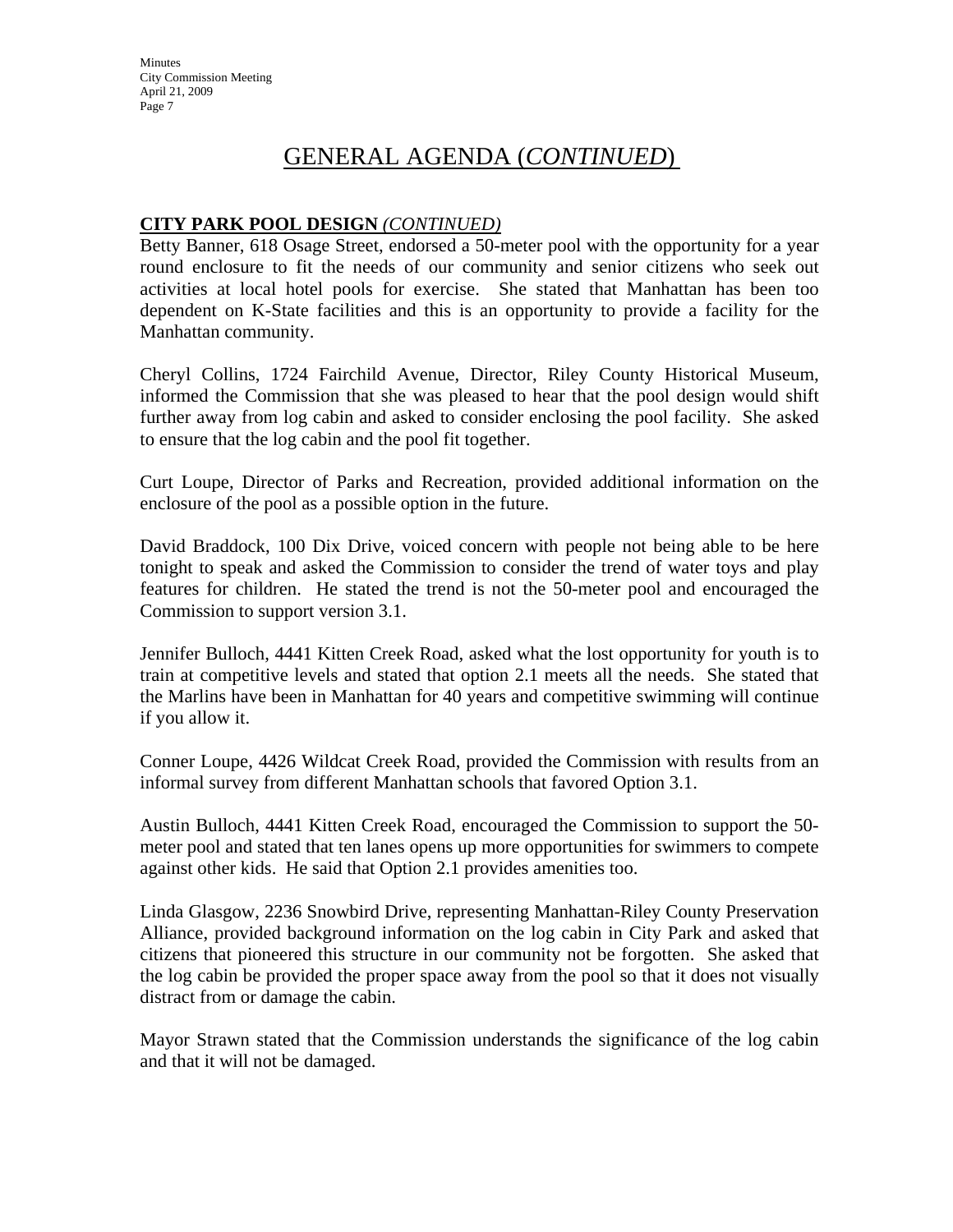# GENERAL AGENDA (*CONTINUED*)

**CITY PARK POOL DESIGN** *(CONTINUED)*

Betty Banner, 618 Osage Street, endorsed a 50-meter pool with the opportunity for a year round enclosure to fit the needs of our community and senior citizens who seek out activities at local hotel pools for exercise. She stated that Manhattan has been too dependent on K-State facilities and this is an opportunity to provide a facility for the Manhattan community.

Cheryl Collins, 1724 Fairchild Avenue, Director, Riley County Historical Museum, informed the Commission that she was pleased to hear that the pool design would shift further away from log cabin and asked to consider enclosing the pool facility. She asked to ensure that the log cabin and the pool fit together.

Curt Loupe, Director of Parks and Recreation, provided additional information on the enclosure of the pool as a possible option in the future.

David Braddock, 100 Dix Drive, voiced concern with people not being able to be here tonight to speak and asked the Commission to consider the trend of water toys and play features for children. He stated the trend is not the 50-meter pool and encouraged the Commission to support version 3.1.

Jennifer Bulloch, 4441 Kitten Creek Road, asked what the lost opportunity for youth is to train at competitive levels and stated that option 2.1 meets all the needs. She stated that the Marlins have been in Manhattan for 40 years and competitive swimming will continue if you allow it.

Conner Loupe, 4426 Wildcat Creek Road, provided the Commission with results from an informal survey from different Manhattan schools that favored Option 3.1.

Austin Bulloch, 4441 Kitten Creek Road, encouraged the Commission to support the 50-meter pool and stated that ten lanes opens up more opportunities for swimmers to compete against other kids. He said that Option 2.1 provides amenities too.

Linda Glasgow, 2236 Snowbird Drive, representing Manhattan-Riley County Preservation Alliance, provided background information on the log cabin in City Park and asked that citizens that pioneered this structure in our community not be forgotten. She asked that the log cabin be provided the proper space away from the pool so that it does not visually distract from or damage the cabin.

Mayor Strawn stated that the Commission understands the significance of the log cabin and that it will not be damaged.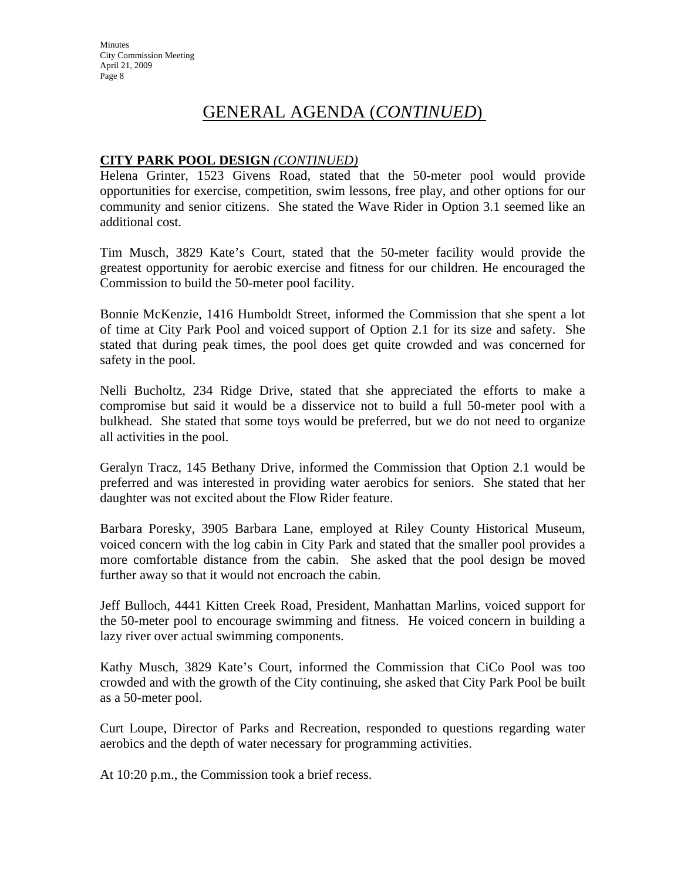# GENERAL AGENDA (*CONTINUED*)

**CITY PARK POOL DESIGN** *(CONTINUED)*

Helena Grinter, 1523 Givens Road, stated that the 50-meter pool would provide opportunities for exercise, competition, swim lessons, free play, and other options for our community and senior citizens. She stated the Wave Rider in Option 3.1 seemed like an additional cost.

Tim Musch, 3829 Kate's Court, stated that the 50-meter facility would provide the greatest opportunity for aerobic exercise and fitness for our children. He encouraged the Commission to build the 50-meter pool facility.

Bonnie McKenzie, 1416 Humboldt Street, informed the Commission that she spent a lot of time at City Park Pool and voiced support of Option 2.1 for its size and safety. She stated that during peak times, the pool does get quite crowded and was concerned for safety in the pool.

Nelli Bucholtz, 234 Ridge Drive, stated that she appreciated the efforts to make a compromise but said it would be a disservice not to build a full 50-meter pool with a bulkhead. She stated that some toys would be preferred, but we do not need to organize all activities in the pool.

Geralyn Tracz, 145 Bethany Drive, informed the Commission that Option 2.1 would be preferred and was interested in providing water aerobics for seniors. She stated that her daughter was not excited about the Flow Rider feature.

Barbara Poresky, 3905 Barbara Lane, employed at Riley County Historical Museum, voiced concern with the log cabin in City Park and stated that the smaller pool provides a more comfortable distance from the cabin. She asked that the pool design be moved further away so that it would not encroach the cabin.

Jeff Bulloch, 4441 Kitten Creek Road, President, Manhattan Marlins, voiced support for the 50-meter pool to encourage swimming and fitness. He voiced concern in building a lazy river over actual swimming components.

Kathy Musch, 3829 Kate's Court, informed the Commission that CiCo Pool was too crowded and with the growth of the City continuing, she asked that City Park Pool be built as a 50-meter pool.

Curt Loupe, Director of Parks and Recreation, responded to questions regarding water aerobics and the depth of water necessary for programming activities.

At 10:20 p.m., the Commission took a brief recess.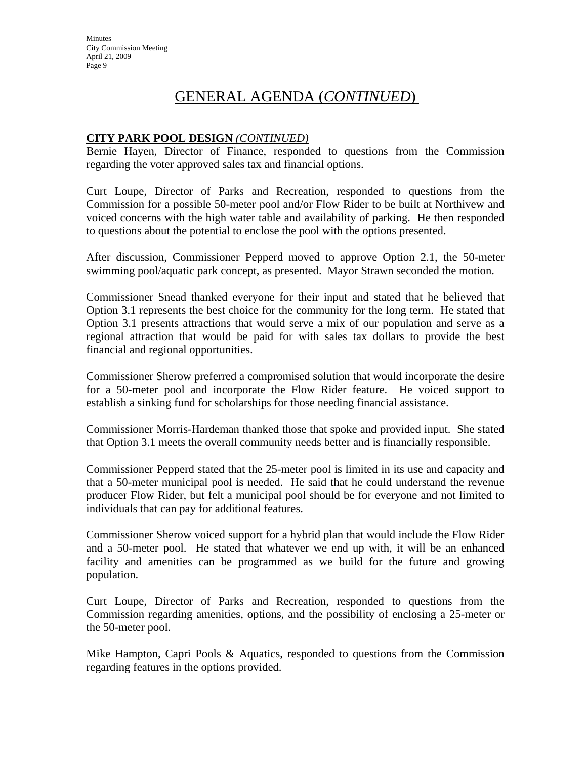# GENERAL AGENDA (*CONTINUED*)

**CITY PARK POOL DESIGN** *(CONTINUED)*

Bernie Hayen, Director of Finance, responded to questions from the Commission regarding the voter approved sales tax and financial options.

Curt Loupe, Director of Parks and Recreation, responded to questions from the Commission for a possible 50-meter pool and/or Flow Rider to be built at Northivew and voiced concerns with the high water table and availability of parking. He then responded to questions about the potential to enclose the pool with the options presented.

After discussion, Commissioner Pepperd moved to approve Option 2.1, the 50-meter swimming pool/aquatic park concept, as presented. Mayor Strawn seconded the motion.

Commissioner Snead thanked everyone for their input and stated that he believed that Option 3.1 represents the best choice for the community for the long term. He stated that Option 3.1 presents attractions that would serve a mix of our population and serve as a regional attraction that would be paid for with sales tax dollars to provide the best financial and regional opportunities.

Commissioner Sherow preferred a compromised solution that would incorporate the desire for a 50-meter pool and incorporate the Flow Rider feature. He voiced support to establish a sinking fund for scholarships for those needing financial assistance.

Commissioner Morris-Hardeman thanked those that spoke and provided input. She stated that Option 3.1 meets the overall community needs better and is financially responsible.

Commissioner Pepperd stated that the 25-meter pool is limited in its use and capacity and that a 50-meter municipal pool is needed. He said that he could understand the revenue producer Flow Rider, but felt a municipal pool should be for everyone and not limited to individuals that can pay for additional features.

Commissioner Sherow voiced support for a hybrid plan that would include the Flow Rider and a 50-meter pool. He stated that whatever we end up with, it will be an enhanced facility and amenities can be programmed as we build for the future and growing population.

Curt Loupe, Director of Parks and Recreation, responded to questions from the Commission regarding amenities, options, and the possibility of enclosing a 25-meter or the 50-meter pool.

Mike Hampton, Capri Pools & Aquatics, responded to questions from the Commission regarding features in the options provided.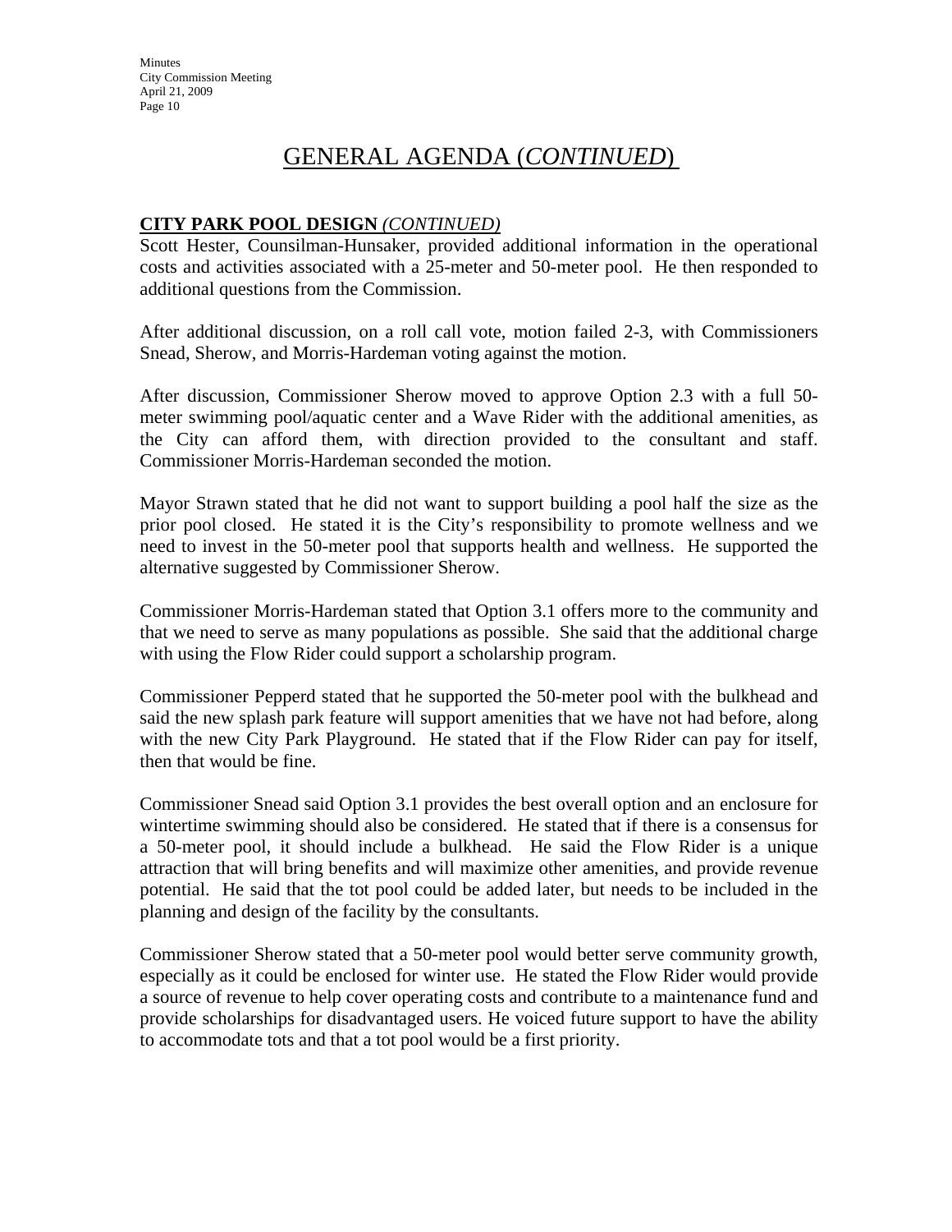# GENERAL AGENDA (*CONTINUED*)

## CITY PARK POOL DESIGN *(CONTINUED)*

Scott Hester, Counsilman-Hunsaker, provided additional information in the operational costs and activities associated with a 25-meter and 50-meter pool. He then responded to additional questions from the Commission.

After additional discussion, on a roll call vote, motion failed 2-3, with Commissioners Snead, Sherow, and Morris-Hardeman voting against the motion.

After discussion, Commissioner Sherow moved to approve Option 2.3 with a full 50-meter swimming pool/aquatic center and a Wave Rider with the additional amenities, as the City can afford them, with direction provided to the consultant and staff. Commissioner Morris-Hardeman seconded the motion.

Mayor Strawn stated that he did not want to support building a pool half the size as the prior pool closed. He stated it is the City's responsibility to promote wellness and we need to invest in the 50-meter pool that supports health and wellness. He supported the alternative suggested by Commissioner Sherow.

Commissioner Morris-Hardeman stated that Option 3.1 offers more to the community and that we need to serve as many populations as possible. She said that the additional charge with using the Flow Rider could support a scholarship program.

Commissioner Pepperd stated that he supported the 50-meter pool with the bulkhead and said the new splash park feature will support amenities that we have not had before, along with the new City Park Playground. He stated that if the Flow Rider can pay for itself, then that would be fine.

Commissioner Snead said Option 3.1 provides the best overall option and an enclosure for wintertime swimming should also be considered. He stated that if there is a consensus for a 50-meter pool, it should include a bulkhead. He said the Flow Rider is a unique attraction that will bring benefits and will maximize other amenities, and provide revenue potential. He said that the tot pool could be added later, but needs to be included in the planning and design of the facility by the consultants.

Commissioner Sherow stated that a 50-meter pool would better serve community growth, especially as it could be enclosed for winter use. He stated the Flow Rider would provide a source of revenue to help cover operating costs and contribute to a maintenance fund and provide scholarships for disadvantaged users. He voiced future support to have the ability to accommodate tots and that a tot pool would be a first priority.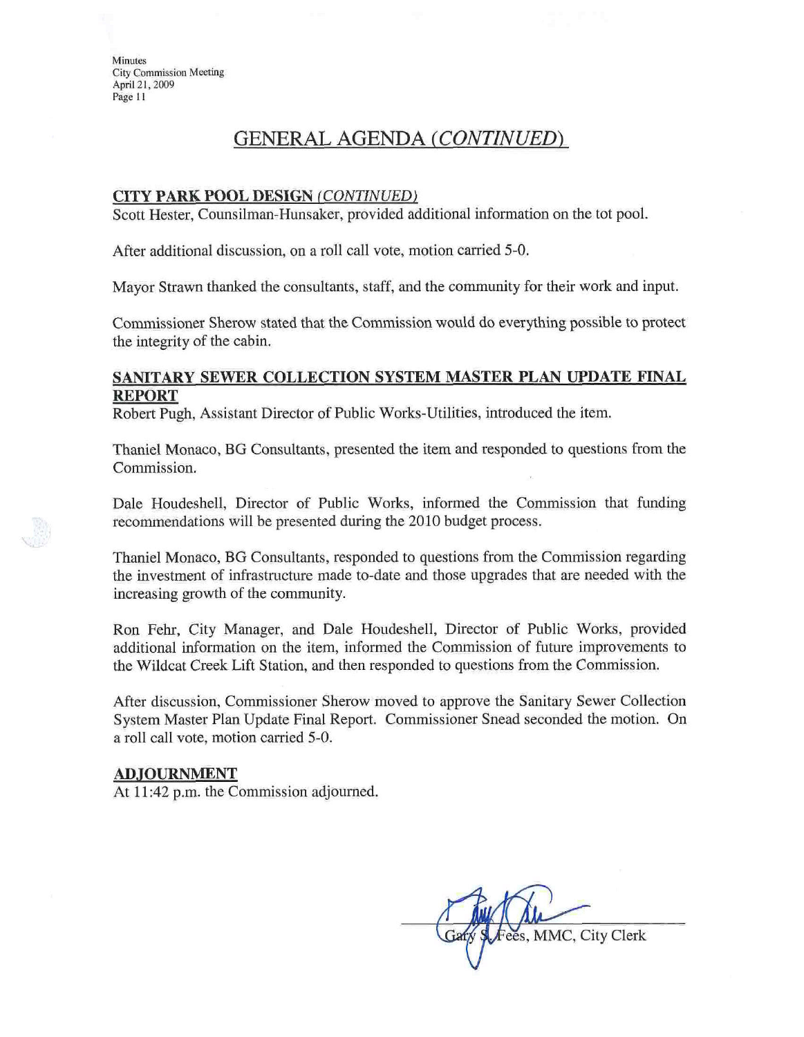## GENERAL AGENDA *(CONTINUED)*

**CITY PARK POOL DESIGN** *(CONTINUED)*

Scott Hester, Counsilman-Hunsaker, provided additional information on the tot pool.

After additional discussion, on a roll call vote, motion carried 5-0.

Mayor Strawn thanked the consultants, staff, and the community for their work and input.

Commissioner Sherow stated that the Commission would do everything possible to protect the integrity of the cabin.

**SANITARY SEWER COLLECTION SYSTEM MASTER PLAN UPDATE FINAL REPORT**

Robert Pugh, Assistant Director of Public Works-Utilities, introduced the item.

Thaniel Monaco, BG Consultants, presented the item and responded to questions from the Commission.

Dale Houdeshell, Director of Public Works, informed the Commission that funding recommendations will be presented during the 2010 budget process.

Thaniel Monaco, BG Consultants, responded to questions from the Commission regarding the investment of infrastructure made to-date and those upgrades that are needed with the increasing growth of the community.

Ron Fehr, City Manager, and Dale Houdeshell, Director of Public Works, provided additional information on the item, informed the Commission of future improvements to the Wildcat Creek Lift Station, and then responded to questions from the Commission.

After discussion, Commissioner Sherow moved to approve the Sanitary Sewer Collection System Master Plan Update Final Report. Commissioner Snead seconded the motion. On a roll call vote, motion carried 5-0.

**ADJOURNMENT**

At 11:42 p.m. the Commission adjourned.

Gary S. Fees, MMC, City Clerk